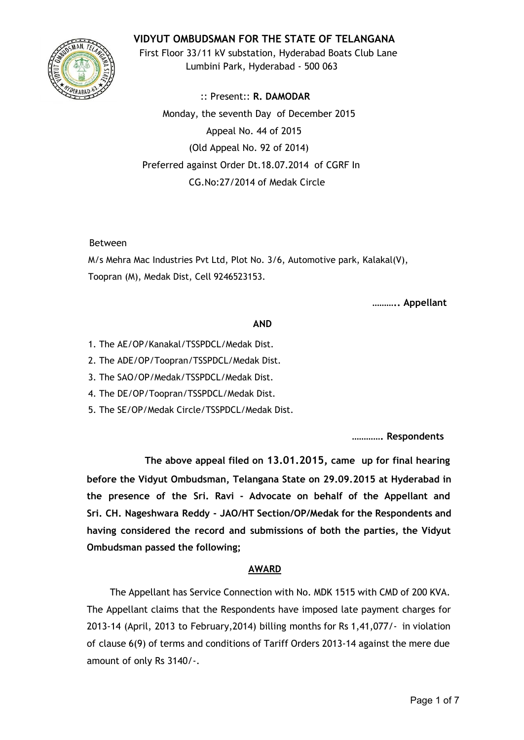# VIDYUT OMBUDSMAN FOR THE STATE OF TELANGANA

First Floor 33/11 kV substation, Hyderabad Boats Club Lane
Lumbini Park, Hyderabad - 500 063

:: Present:: **R. DAMODAR**

Monday, the seventh Day of December 2015

Appeal No. 44 of 2015

(Old Appeal No. 92 of 2014)

Preferred against Order Dt.18.07.2014 of CGRF In
CG.No:27/2014 of Medak Circle

Between

M/s Mehra Mac Industries Pvt Ltd, Plot No. 3/6, Automotive park, Kalakal(V), Toopran (M), Medak Dist, Cell 9246523153.

**……….. Appellant**

**AND**

1. The AE/OP/Kanakal/TSSPDCL/Medak Dist.
2. The ADE/OP/Toopran/TSSPDCL/Medak Dist.
3. The SAO/OP/Medak/TSSPDCL/Medak Dist.
4. The DE/OP/Toopran/TSSPDCL/Medak Dist.
5. The SE/OP/Medak Circle/TSSPDCL/Medak Dist.

**…………. Respondents**

**The above appeal filed on 13.01.2015, came up for final hearing before the Vidyut Ombudsman, Telangana State on 29.09.2015 at Hyderabad in the presence of the Sri. Ravi - Advocate on behalf of the Appellant and Sri. CH. Nageshwara Reddy - JAO/HT Section/OP/Medak for the Respondents and having considered the record and submissions of both the parties, the Vidyut Ombudsman passed the following;**

## AWARD

The Appellant has Service Connection with No. MDK 1515 with CMD of 200 KVA. The Appellant claims that the Respondents have imposed late payment charges for 2013-14 (April, 2013 to February,2014) billing months for Rs 1,41,077/- in violation of clause 6(9) of terms and conditions of Tariff Orders 2013-14 against the mere due amount of only Rs 3140/-.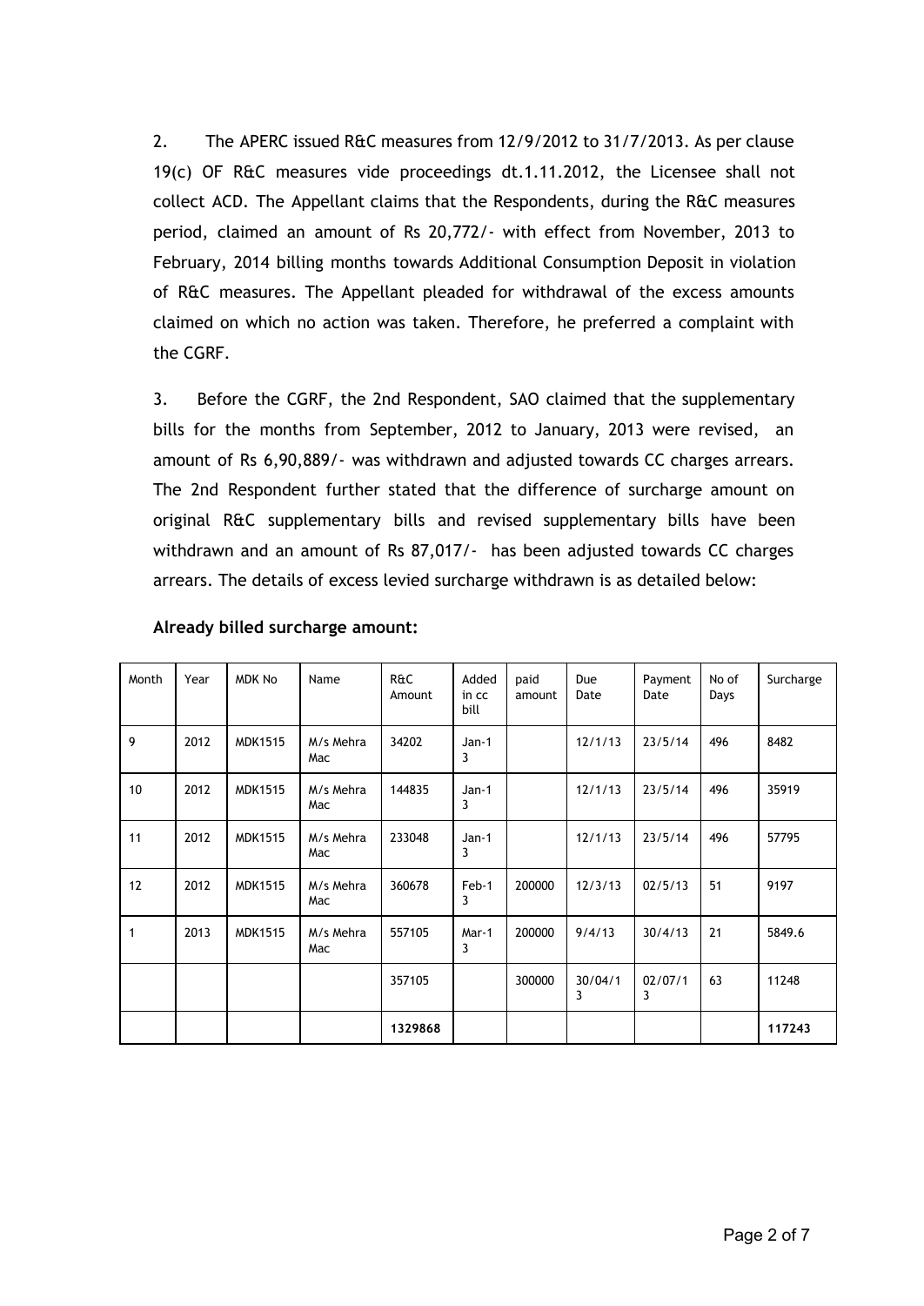2. The APERC issued R&C measures from 12/9/2012 to 31/7/2013. As per clause 19(c) OF R&C measures vide proceedings dt.1.11.2012, the Licensee shall not collect ACD. The Appellant claims that the Respondents, during the R&C measures period, claimed an amount of Rs 20,772/- with effect from November, 2013 to February, 2014 billing months towards Additional Consumption Deposit in violation of R&C measures. The Appellant pleaded for withdrawal of the excess amounts claimed on which no action was taken. Therefore, he preferred a complaint with the CGRF.

3. Before the CGRF, the 2nd Respondent, SAO claimed that the supplementary bills for the months from September, 2012 to January, 2013 were revised, an amount of Rs 6,90,889/- was withdrawn and adjusted towards CC charges arrears. The 2nd Respondent further stated that the difference of surcharge amount on original R&C supplementary bills and revised supplementary bills have been withdrawn and an amount of Rs 87,017/- has been adjusted towards CC charges arrears. The details of excess levied surcharge withdrawn is as detailed below:

**Already billed surcharge amount:**

| Month | Year | MDK No | Name | R&C Amount | Added in cc bill | paid amount | Due Date | Payment Date | No of Days | Surcharge |
|---|---|---|---|---|---|---|---|---|---|---|
| 9 | 2012 | MDK1515 | M/s Mehra Mac | 34202 | Jan-13 | | 12/1/13 | 23/5/14 | 496 | 8482 |
| 10 | 2012 | MDK1515 | M/s Mehra Mac | 144835 | Jan-13 | | 12/1/13 | 23/5/14 | 496 | 35919 |
| 11 | 2012 | MDK1515 | M/s Mehra Mac | 233048 | Jan-13 | | 12/1/13 | 23/5/14 | 496 | 57795 |
| 12 | 2012 | MDK1515 | M/s Mehra Mac | 360678 | Feb-13 | 200000 | 12/3/13 | 02/5/13 | 51 | 9197 |
| 1 | 2013 | MDK1515 | M/s Mehra Mac | 557105 | Mar-13 | 200000 | 9/4/13 | 30/4/13 | 21 | 5849.6 |
| | | | | 357105 | | 300000 | 30/04/13 | 02/07/13 | 63 | 11248 |
| | | | | **1329868** | | | | | | **117243** |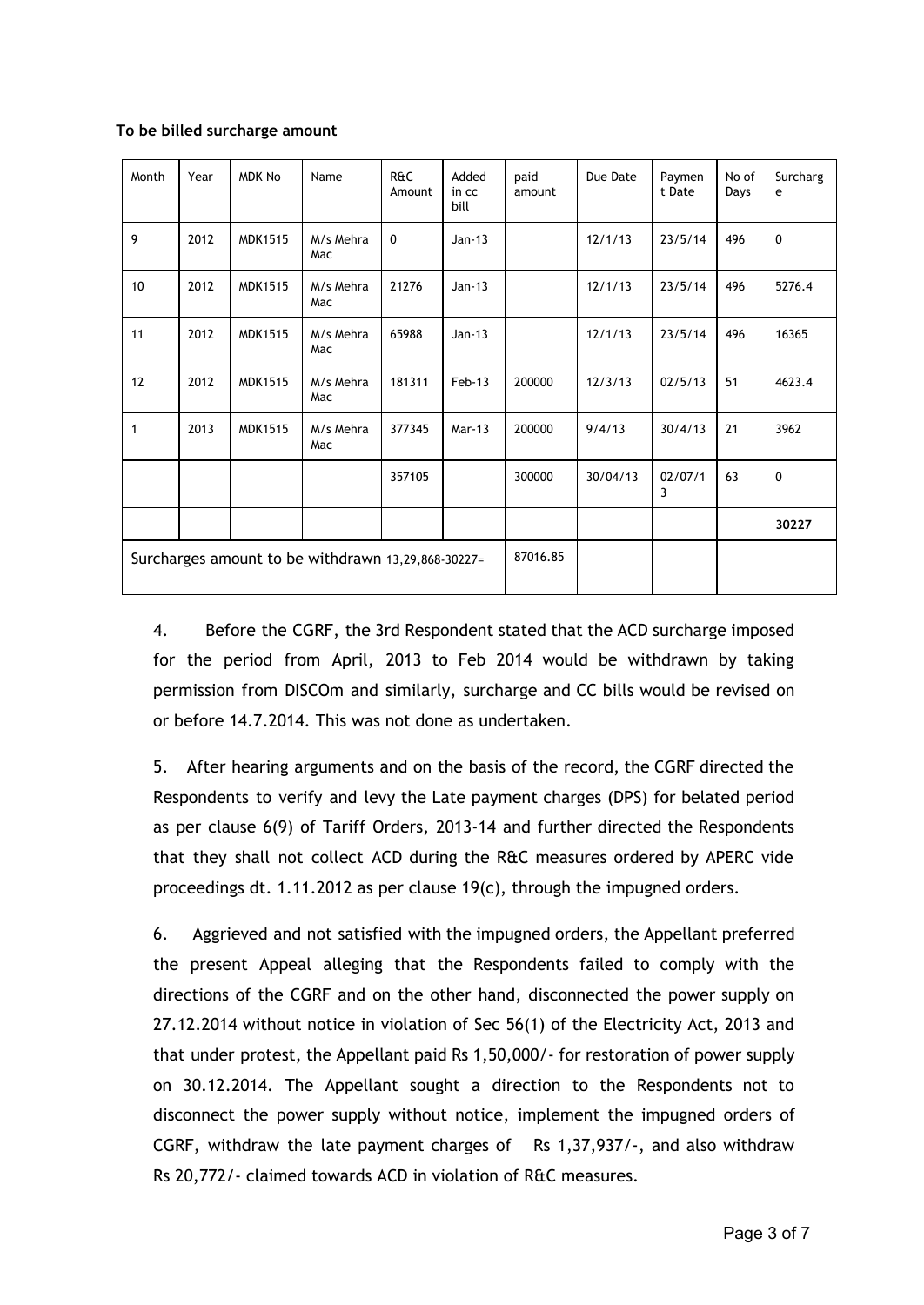**To be billed surcharge amount**

| Month | Year | MDK No | Name | R&C Amount | Added in cc bill | paid amount | Due Date | Payment Date | No of Days | Surcharge |
|---|---|---|---|---|---|---|---|---|---|---|
| 9 | 2012 | MDK1515 | M/s Mehra Mac | 0 | Jan-13 | | 12/1/13 | 23/5/14 | 496 | 0 |
| 10 | 2012 | MDK1515 | M/s Mehra Mac | 21276 | Jan-13 | | 12/1/13 | 23/5/14 | 496 | 5276.4 |
| 11 | 2012 | MDK1515 | M/s Mehra Mac | 65988 | Jan-13 | | 12/1/13 | 23/5/14 | 496 | 16365 |
| 12 | 2012 | MDK1515 | M/s Mehra Mac | 181311 | Feb-13 | 200000 | 12/3/13 | 02/5/13 | 51 | 4623.4 |
| 1 | 2013 | MDK1515 | M/s Mehra Mac | 377345 | Mar-13 | 200000 | 9/4/13 | 30/4/13 | 21 | 3962 |
| | | | | 357105 | | 300000 | 30/04/13 | 02/07/13 | 63 | 0 |
| | | | | | | | | | | **30227** |
| Surcharges amount to be withdrawn 13,29,868-30227= | | | | | | 87016.85 | | | | |

4. Before the CGRF, the 3rd Respondent stated that the ACD surcharge imposed for the period from April, 2013 to Feb 2014 would be withdrawn by taking permission from DISCOm and similarly, surcharge and CC bills would be revised on or before 14.7.2014. This was not done as undertaken.

5. After hearing arguments and on the basis of the record, the CGRF directed the Respondents to verify and levy the Late payment charges (DPS) for belated period as per clause 6(9) of Tariff Orders, 2013-14 and further directed the Respondents that they shall not collect ACD during the R&C measures ordered by APERC vide proceedings dt. 1.11.2012 as per clause 19(c), through the impugned orders.

6. Aggrieved and not satisfied with the impugned orders, the Appellant preferred the present Appeal alleging that the Respondents failed to comply with the directions of the CGRF and on the other hand, disconnected the power supply on 27.12.2014 without notice in violation of Sec 56(1) of the Electricity Act, 2013 and that under protest, the Appellant paid Rs 1,50,000/- for restoration of power supply on 30.12.2014. The Appellant sought a direction to the Respondents not to disconnect the power supply without notice, implement the impugned orders of CGRF, withdraw the late payment charges of Rs 1,37,937/-, and also withdraw Rs 20,772/- claimed towards ACD in violation of R&C measures.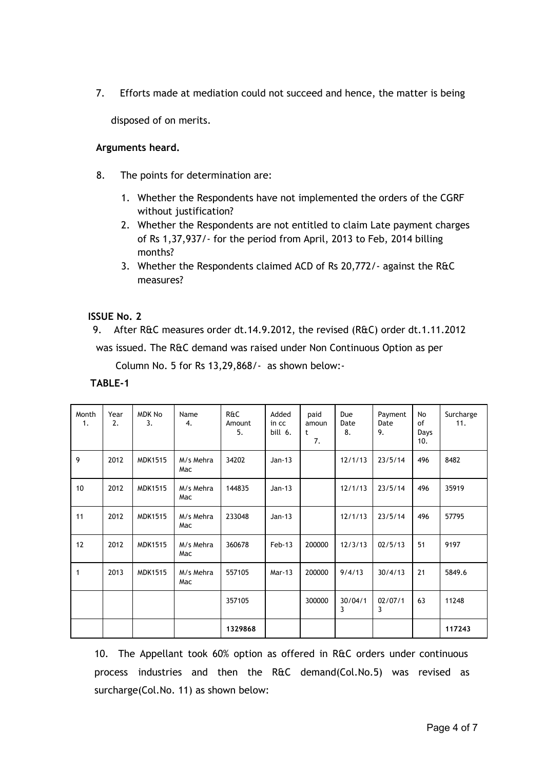7. Efforts made at mediation could not succeed and hence, the matter is being disposed of on merits.

**Arguments heard.**

8. The points for determination are:

   1. Whether the Respondents have not implemented the orders of the CGRF without justification?
   2. Whether the Respondents are not entitled to claim Late payment charges of Rs 1,37,937/- for the period from April, 2013 to Feb, 2014 billing months?
   3. Whether the Respondents claimed ACD of Rs 20,772/- against the R&C measures?

**ISSUE No. 2**

9. After R&C measures order dt.14.9.2012, the revised (R&C) order dt.1.11.2012 was issued. The R&C demand was raised under Non Continuous Option as per Column No. 5 for Rs 13,29,868/- as shown below:-

**TABLE-1**

| Month 1. | Year 2. | MDK No 3. | Name 4. | R&C Amount 5. | Added in cc bill 6. | paid amount 7. | Due Date 8. | Payment Date 9. | No of Days 10. | Surcharge 11. |
|---|---|---|---|---|---|---|---|---|---|---|
| 9 | 2012 | MDK1515 | M/s Mehra Mac | 34202 | Jan-13 | | 12/1/13 | 23/5/14 | 496 | 8482 |
| 10 | 2012 | MDK1515 | M/s Mehra Mac | 144835 | Jan-13 | | 12/1/13 | 23/5/14 | 496 | 35919 |
| 11 | 2012 | MDK1515 | M/s Mehra Mac | 233048 | Jan-13 | | 12/1/13 | 23/5/14 | 496 | 57795 |
| 12 | 2012 | MDK1515 | M/s Mehra Mac | 360678 | Feb-13 | 200000 | 12/3/13 | 02/5/13 | 51 | 9197 |
| 1 | 2013 | MDK1515 | M/s Mehra Mac | 557105 | Mar-13 | 200000 | 9/4/13 | 30/4/13 | 21 | 5849.6 |
| | | | | 357105 | | 300000 | 30/04/13 | 02/07/13 | 63 | 11248 |
| | | | | **1329868** | | | | | | **117243** |

10. The Appellant took 60% option as offered in R&C orders under continuous process industries and then the R&C demand(Col.No.5) was revised as surcharge(Col.No. 11) as shown below: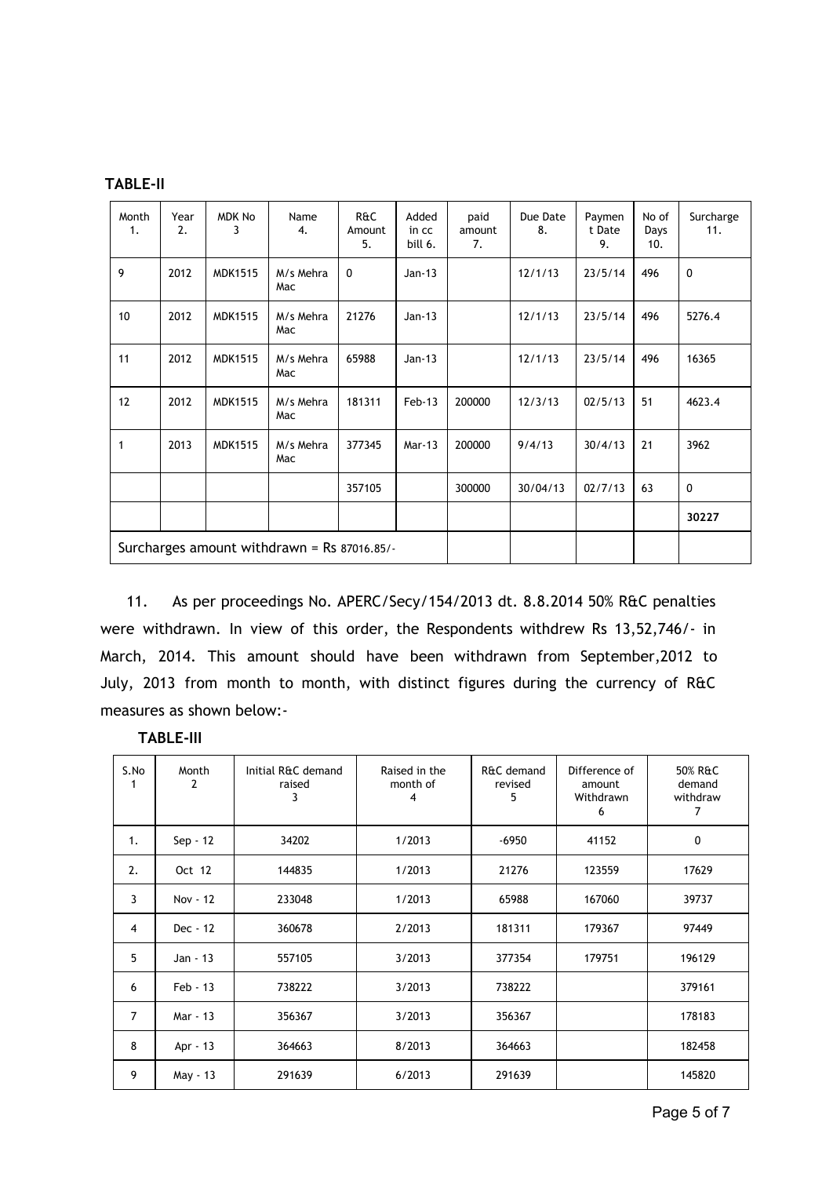**TABLE-II**

| Month 1. | Year 2. | MDK No 3 | Name 4. | R&C Amount 5. | Added in cc bill 6. | paid amount 7. | Due Date 8. | Payment Date 9. | No of Days 10. | Surcharge 11. |
|---|---|---|---|---|---|---|---|---|---|---|
| 9 | 2012 | MDK1515 | M/s Mehra Mac | 0 | Jan-13 | | 12/1/13 | 23/5/14 | 496 | 0 |
| 10 | 2012 | MDK1515 | M/s Mehra Mac | 21276 | Jan-13 | | 12/1/13 | 23/5/14 | 496 | 5276.4 |
| 11 | 2012 | MDK1515 | M/s Mehra Mac | 65988 | Jan-13 | | 12/1/13 | 23/5/14 | 496 | 16365 |
| 12 | 2012 | MDK1515 | M/s Mehra Mac | 181311 | Feb-13 | 200000 | 12/3/13 | 02/5/13 | 51 | 4623.4 |
| 1 | 2013 | MDK1515 | M/s Mehra Mac | 377345 | Mar-13 | 200000 | 9/4/13 | 30/4/13 | 21 | 3962 |
| | | | | 357105 | | 300000 | 30/04/13 | 02/7/13 | 63 | 0 |
| | | | | | | | | | | 30227 |
| Surcharges amount withdrawn = Rs 87016.85/- | | | | | | | | | | |

11. As per proceedings No. APERC/Secy/154/2013 dt. 8.8.2014 50% R&C penalties were withdrawn. In view of this order, the Respondents withdrew Rs 13,52,746/- in March, 2014. This amount should have been withdrawn from September,2012 to July, 2013 from month to month, with distinct figures during the currency of R&C measures as shown below:-

**TABLE-III**

| S.No 1 | Month 2 | Initial R&C demand raised 3 | Raised in the month of 4 | R&C demand revised 5 | Difference of amount Withdrawn 6 | 50% R&C demand withdraw 7 |
|---|---|---|---|---|---|---|
| 1. | Sep - 12 | 34202 | 1/2013 | -6950 | 41152 | 0 |
| 2. | Oct 12 | 144835 | 1/2013 | 21276 | 123559 | 17629 |
| 3 | Nov - 12 | 233048 | 1/2013 | 65988 | 167060 | 39737 |
| 4 | Dec - 12 | 360678 | 2/2013 | 181311 | 179367 | 97449 |
| 5 | Jan - 13 | 557105 | 3/2013 | 377354 | 179751 | 196129 |
| 6 | Feb - 13 | 738222 | 3/2013 | 738222 | | 379161 |
| 7 | Mar - 13 | 356367 | 3/2013 | 356367 | | 178183 |
| 8 | Apr - 13 | 364663 | 8/2013 | 364663 | | 182458 |
| 9 | May - 13 | 291639 | 6/2013 | 291639 | | 145820 |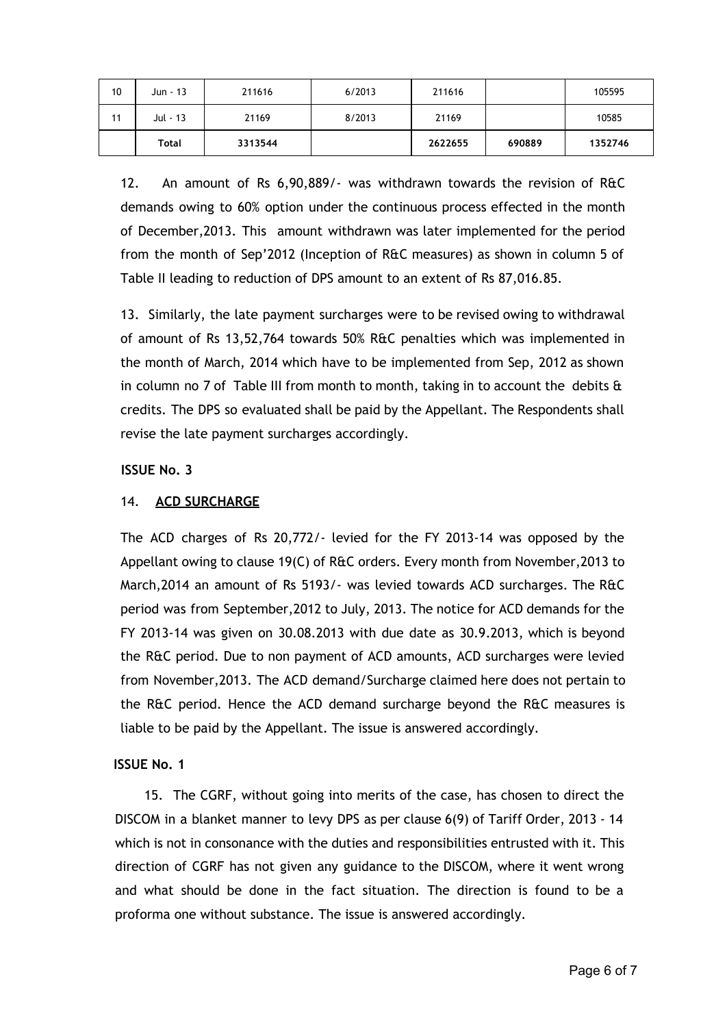| 10 | Jun - 13 | 211616 | 6/2013 | 211616 | | 105595 |
|---|---|---|---|---|---|---|
| 11 | Jul - 13 | 21169 | 8/2013 | 21169 | | 10585 |
| | Total | 3313544 | | 2622655 | 690889 | 1352746 |

12. An amount of Rs 6,90,889/- was withdrawn towards the revision of R&C demands owing to 60% option under the continuous process effected in the month of December,2013. This amount withdrawn was later implemented for the period from the month of Sep'2012 (Inception of R&C measures) as shown in column 5 of Table II leading to reduction of DPS amount to an extent of Rs 87,016.85.

13. Similarly, the late payment surcharges were to be revised owing to withdrawal of amount of Rs 13,52,764 towards 50% R&C penalties which was implemented in the month of March, 2014 which have to be implemented from Sep, 2012 as shown in column no 7 of Table III from month to month, taking in to account the debits & credits. The DPS so evaluated shall be paid by the Appellant. The Respondents shall revise the late payment surcharges accordingly.

**ISSUE No. 3**

14. **ACD SURCHARGE**

The ACD charges of Rs 20,772/- levied for the FY 2013-14 was opposed by the Appellant owing to clause 19(C) of R&C orders. Every month from November,2013 to March,2014 an amount of Rs 5193/- was levied towards ACD surcharges. The R&C period was from September,2012 to July, 2013. The notice for ACD demands for the FY 2013-14 was given on 30.08.2013 with due date as 30.9.2013, which is beyond the R&C period. Due to non payment of ACD amounts, ACD surcharges were levied from November,2013. The ACD demand/Surcharge claimed here does not pertain to the R&C period. Hence the ACD demand surcharge beyond the R&C measures is liable to be paid by the Appellant. The issue is answered accordingly.

**ISSUE No. 1**

15. The CGRF, without going into merits of the case, has chosen to direct the DISCOM in a blanket manner to levy DPS as per clause 6(9) of Tariff Order, 2013 - 14 which is not in consonance with the duties and responsibilities entrusted with it. This direction of CGRF has not given any guidance to the DISCOM, where it went wrong and what should be done in the fact situation. The direction is found to be a proforma one without substance. The issue is answered accordingly.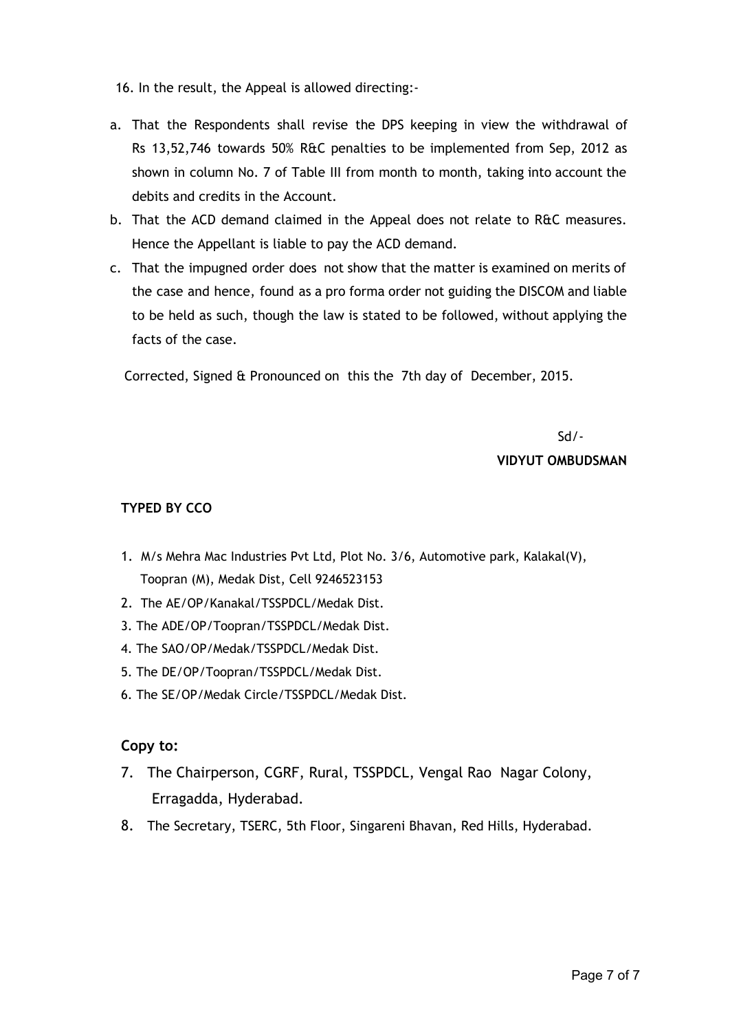16. In the result, the Appeal is allowed directing:-

a. That the Respondents shall revise the DPS keeping in view the withdrawal of Rs 13,52,746 towards 50% R&C penalties to be implemented from Sep, 2012 as shown in column No. 7 of Table III from month to month, taking into account the debits and credits in the Account.
b. That the ACD demand claimed in the Appeal does not relate to R&C measures. Hence the Appellant is liable to pay the ACD demand.
c. That the impugned order does not show that the matter is examined on merits of the case and hence, found as a pro forma order not guiding the DISCOM and liable to be held as such, though the law is stated to be followed, without applying the facts of the case.

Corrected, Signed & Pronounced on this the 7th day of December, 2015.

Sd/-

**VIDYUT OMBUDSMAN**

**TYPED BY CCO**

1. M/s Mehra Mac Industries Pvt Ltd, Plot No. 3/6, Automotive park, Kalakal(V), Toopran (M), Medak Dist, Cell 9246523153
2. The AE/OP/Kanakal/TSSPDCL/Medak Dist.
3. The ADE/OP/Toopran/TSSPDCL/Medak Dist.
4. The SAO/OP/Medak/TSSPDCL/Medak Dist.
5. The DE/OP/Toopran/TSSPDCL/Medak Dist.
6. The SE/OP/Medak Circle/TSSPDCL/Medak Dist.

**Copy to:**

7. The Chairperson, CGRF, Rural, TSSPDCL, Vengal Rao Nagar Colony, Erragadda, Hyderabad.
8. The Secretary, TSERC, 5th Floor, Singareni Bhavan, Red Hills, Hyderabad.